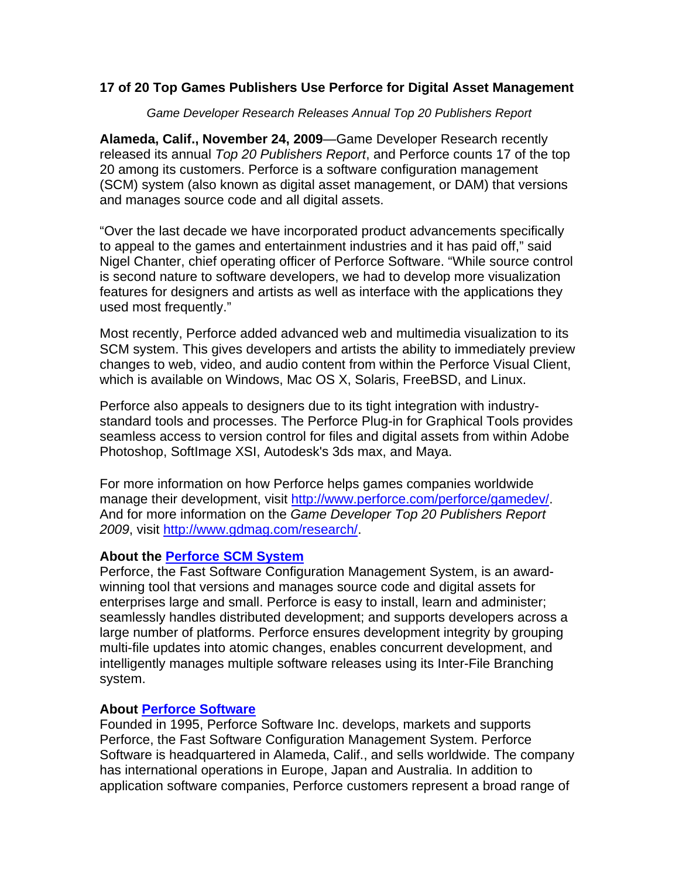## 17 of 20 Top Games Publishers Use Perforce for Digital Asset Management

*Game Developer Research Releases Annual Top 20 Publishers Report*

**Alameda, Calif., November 24, 2009**—Game Developer Research recently released its annual *Top 20 Publishers Report*, and Perforce counts 17 of the top 20 among its customers. Perforce is a software configuration management (SCM) system (also known as digital asset management, or DAM) that versions and manages source code and all digital assets.

"Over the last decade we have incorporated product advancements specifically to appeal to the games and entertainment industries and it has paid off," said Nigel Chanter, chief operating officer of Perforce Software. "While source control is second nature to software developers, we had to develop more visualization features for designers and artists as well as interface with the applications they used most frequently."

Most recently, Perforce added advanced web and multimedia visualization to its SCM system. This gives developers and artists the ability to immediately preview changes to web, video, and audio content from within the Perforce Visual Client, which is available on Windows, Mac OS X, Solaris, FreeBSD, and Linux.

Perforce also appeals to designers due to its tight integration with industry-standard tools and processes. The Perforce Plug-in for Graphical Tools provides seamless access to version control for files and digital assets from within Adobe Photoshop, SoftImage XSI, Autodesk's 3ds max, and Maya.

For more information on how Perforce helps games companies worldwide manage their development, visit [http://www.perforce.com/perforce/gamedev/](http://www.perforce.com/perforce/gamedev/). And for more information on the *Game Developer Top 20 Publishers Report 2009*, visit [http://www.gdmag.com/research/](http://www.gdmag.com/research/).

**About the [Perforce SCM System](#)**

Perforce, the Fast Software Configuration Management System, is an award-winning tool that versions and manages source code and digital assets for enterprises large and small. Perforce is easy to install, learn and administer; seamlessly handles distributed development; and supports developers across a large number of platforms. Perforce ensures development integrity by grouping multi-file updates into atomic changes, enables concurrent development, and intelligently manages multiple software releases using its Inter-File Branching system.

**About [Perforce Software](#)**

Founded in 1995, Perforce Software Inc. develops, markets and supports Perforce, the Fast Software Configuration Management System. Perforce Software is headquartered in Alameda, Calif., and sells worldwide. The company has international operations in Europe, Japan and Australia. In addition to application software companies, Perforce customers represent a broad range of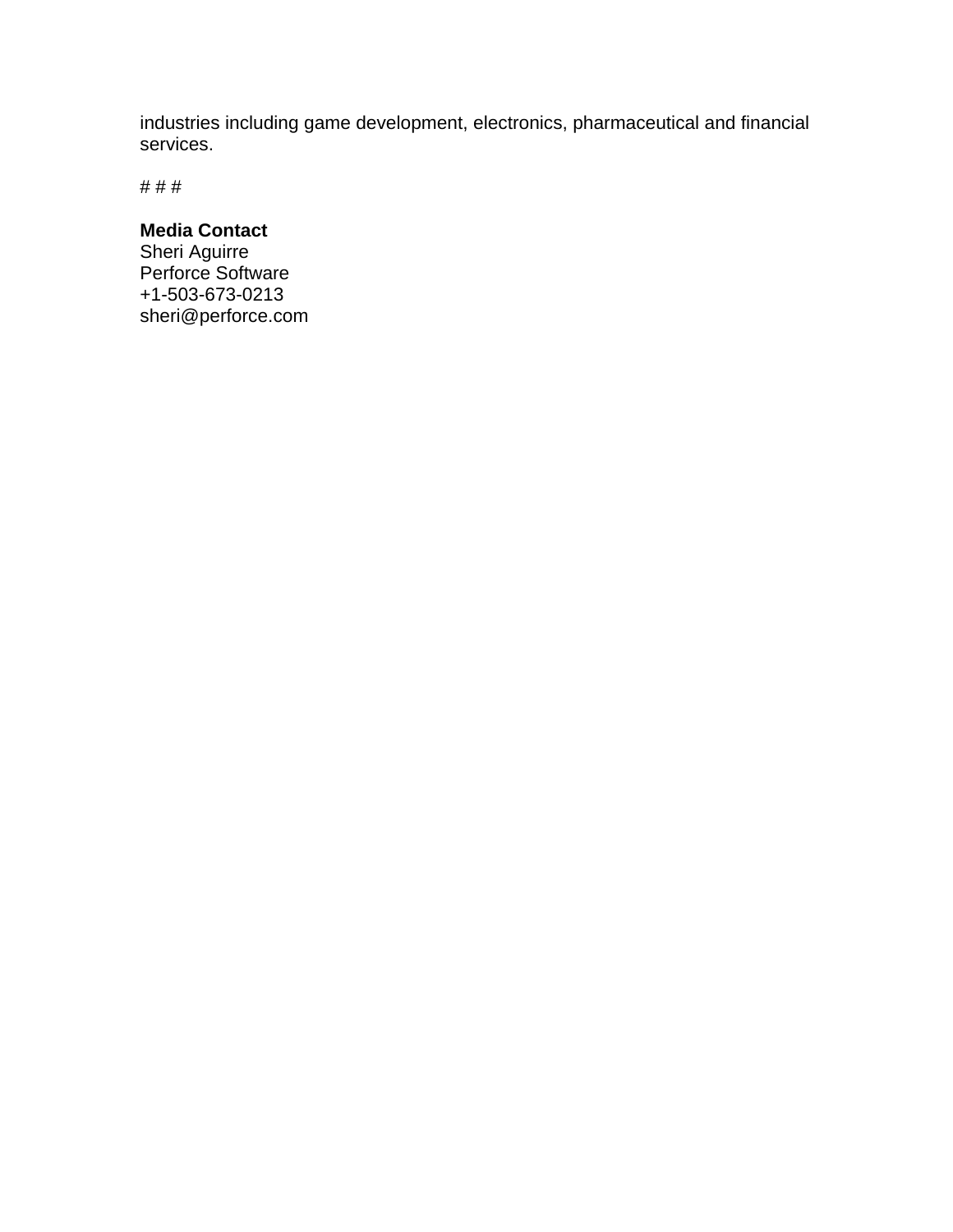industries including game development, electronics, pharmaceutical and financial services.

# # #

**Media Contact**
Sheri Aguirre
Perforce Software
+1-503-673-0213
sheri@perforce.com